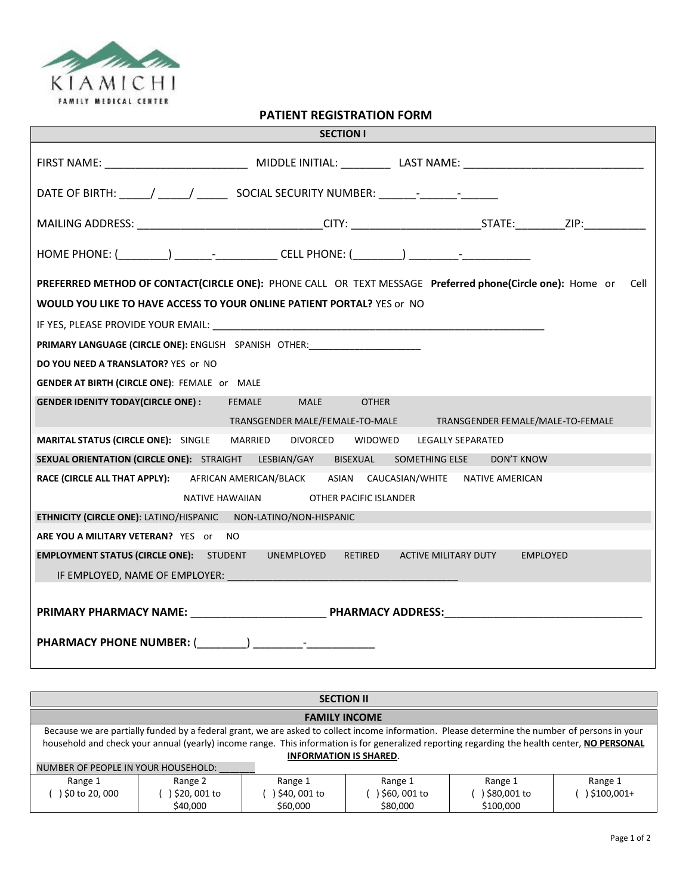KIAMICHI
FAMILY MEDICAL CENTER

# PATIENT REGISTRATION FORM

## SECTION I

FIRST NAME: _______________________ MIDDLE INITIAL: ________ LAST NAME: ____________________________

DATE OF BIRTH: _____/ _____/ _____ SOCIAL SECURITY NUMBER: ______-______-______

MAILING ADDRESS: _____________________________CITY: ____________________STATE:________ZIP:__________

HOME PHONE: (________) ______-__________ CELL PHONE: (________) ________-___________

**PREFERRED METHOD OF CONTACT(CIRCLE ONE):** PHONE CALL OR TEXT MESSAGE **Preferred phone(Circle one):** Home or Cell

**WOULD YOU LIKE TO HAVE ACCESS TO YOUR ONLINE PATIENT PORTAL?** YES or NO

IF YES, PLEASE PROVIDE YOUR EMAIL: ___________________________________________________________

**PRIMARY LANGUAGE (CIRCLE ONE):** ENGLISH SPANISH OTHER:_____________________

**DO YOU NEED A TRANSLATOR?** YES or NO

**GENDER AT BIRTH (CIRCLE ONE)**: FEMALE or MALE

**GENDER IDENITY TODAY(CIRCLE ONE) :** FEMALE MALE OTHER
TRANSGENDER MALE/FEMALE-TO-MALE TRANSGENDER FEMALE/MALE-TO-FEMALE

**MARITAL STATUS (CIRCLE ONE):** SINGLE MARRIED DIVORCED WIDOWED LEGALLY SEPARATED

**SEXUAL ORIENTATION (CIRCLE ONE):** STRAIGHT LESBIAN/GAY BISEXUAL SOMETHING ELSE DON'T KNOW

**RACE (CIRCLE ALL THAT APPLY):** AFRICAN AMERICAN/BLACK ASIAN CAUCASIAN/WHITE NATIVE AMERICAN
NATIVE HAWAIIAN OTHER PACIFIC ISLANDER

**ETHNICITY (CIRCLE ONE)**: LATINO/HISPANIC NON-LATINO/NON-HISPANIC

**ARE YOU A MILITARY VETERAN?** YES or NO

**EMPLOYMENT STATUS (CIRCLE ONE):** STUDENT UNEMPLOYED RETIRED ACTIVE MILITARY DUTY EMPLOYED
IF EMPLOYED, NAME OF EMPLOYER: _______________________________________

**PRIMARY PHARMACY NAME:** _____________________ **PHARMACY ADDRESS:**______________________________

**PHARMACY PHONE NUMBER:** (________) ________-___________

## SECTION II

### FAMILY INCOME

Because we are partially funded by a federal grant, we are asked to collect income information. Please determine the number of persons in your household and check your annual (yearly) income range. This information is for generalized reporting regarding the health center, **NO PERSONAL INFORMATION IS SHARED**.

NUMBER OF PEOPLE IN YOUR HOUSEHOLD: _______

| Range 1 | Range 2 | Range 1 | Range 1 | Range 1 | Range 1 |
|---|---|---|---|---|---|
| ( ) $0 to 20, 000 | ( ) $20, 001 to $40,000 | ( ) $40, 001 to $60,000 | ( ) $60, 001 to $80,000 | ( ) $80,001 to $100,000 | ( ) $100,001+ |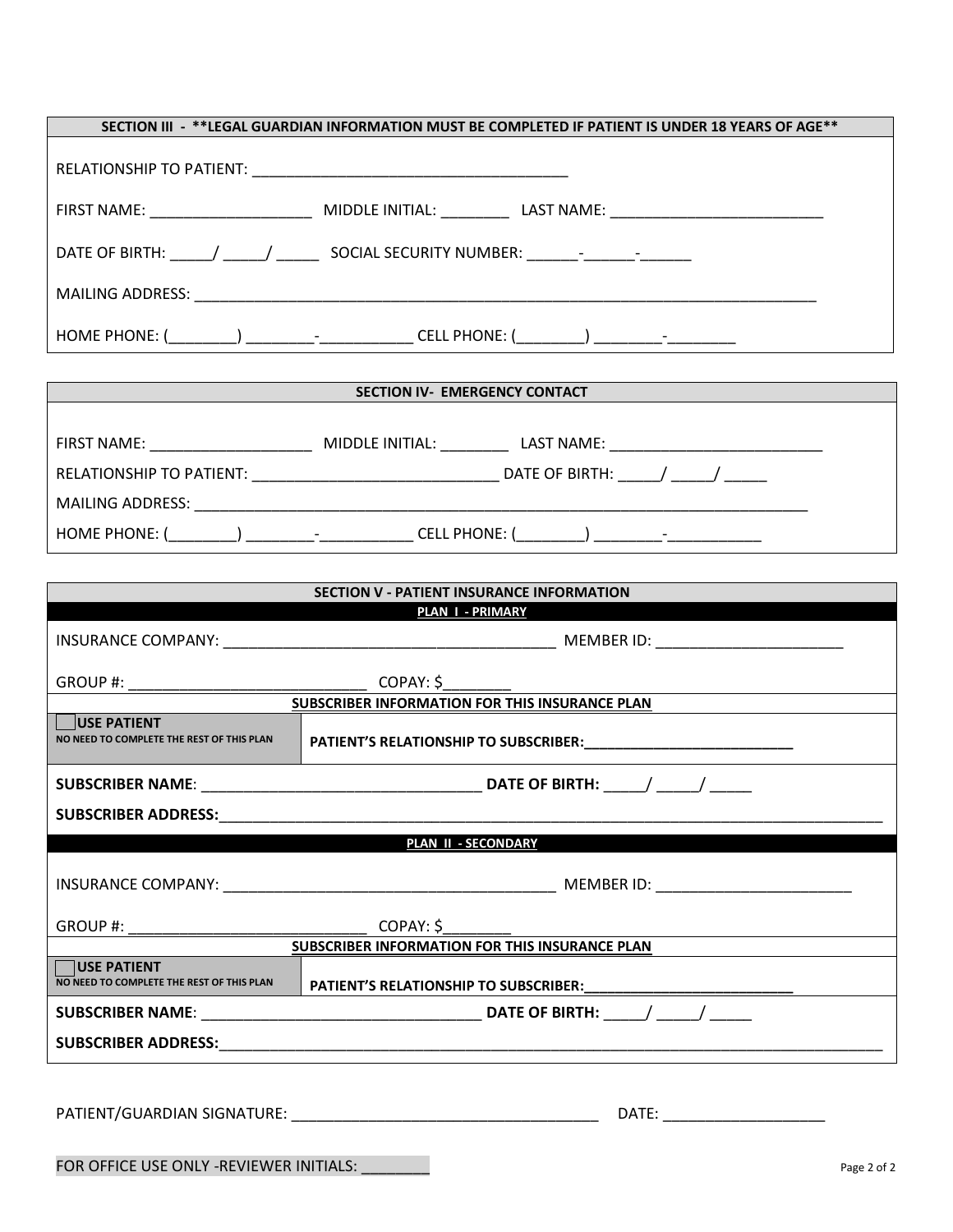## SECTION III - **LEGAL GUARDIAN INFORMATION MUST BE COMPLETED IF PATIENT IS UNDER 18 YEARS OF AGE**

RELATIONSHIP TO PATIENT: ______________________________________

FIRST NAME: ___________________ MIDDLE INITIAL: ________ LAST NAME: _________________________

DATE OF BIRTH: _____/ _____/ _____ SOCIAL SECURITY NUMBER: ______-______-______

MAILING ADDRESS: ___________________________________________________________________________

HOME PHONE: (________) ________-___________ CELL PHONE: (________) ________-________

## SECTION IV- EMERGENCY CONTACT

FIRST NAME: ___________________ MIDDLE INITIAL: ________ LAST NAME: _________________________

RELATIONSHIP TO PATIENT: _____________________________ DATE OF BIRTH: _____/ _____/ _____

MAILING ADDRESS: __________________________________________________________________________

HOME PHONE: (________) ________-___________ CELL PHONE: (________) ________-___________

## SECTION V - PATIENT INSURANCE INFORMATION

### PLAN I - PRIMARY

INSURANCE COMPANY: ________________________________________ MEMBER ID: ______________________

GROUP #: ____________________________ COPAY: $________

**SUBSCRIBER INFORMATION FOR THIS INSURANCE PLAN**

| | |
|---|---|
| ☐ **USE PATIENT** NO NEED TO COMPLETE THE REST OF THIS PLAN | **PATIENT'S RELATIONSHIP TO SUBSCRIBER:**___________________________ |

**SUBSCRIBER NAME**: _________________________________ **DATE OF BIRTH:** _____/ _____/ _____

**SUBSCRIBER ADDRESS:**_____________________________________________________________________________________

### PLAN II - SECONDARY

INSURANCE COMPANY: ________________________________________ MEMBER ID: _______________________

GROUP #: ____________________________ COPAY: $________

**SUBSCRIBER INFORMATION FOR THIS INSURANCE PLAN**

| | |
|---|---|
| ☐ **USE PATIENT** NO NEED TO COMPLETE THE REST OF THIS PLAN | **PATIENT'S RELATIONSHIP TO SUBSCRIBER:**___________________________ |

**SUBSCRIBER NAME**: _________________________________ **DATE OF BIRTH:** _____/ _____/ _____

**SUBSCRIBER ADDRESS:**_____________________________________________________________________________________

PATIENT/GUARDIAN SIGNATURE: ____________________________________ DATE: ___________________

FOR OFFICE USE ONLY -REVIEWER INITIALS: ________